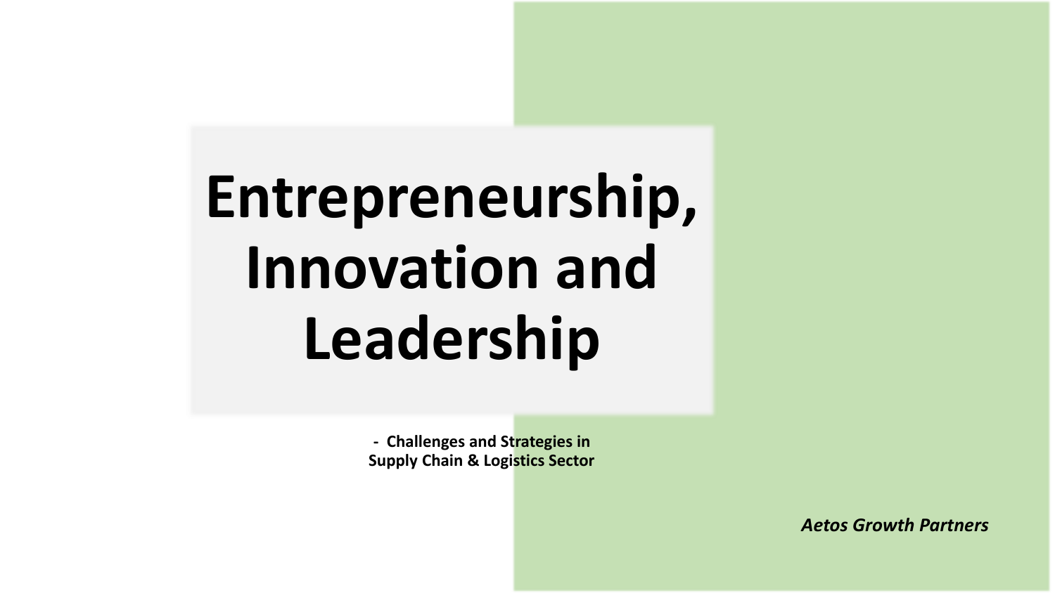# Entrepreneurship, Innovation and Leadership

**- Challenges and Strategies in Supply Chain & Logistics Sector**

***Aetos Growth Partners***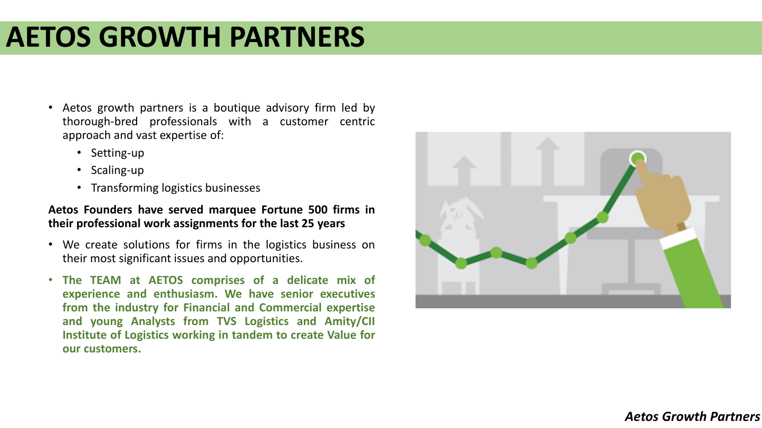# AETOS GROWTH PARTNERS

- Aetos growth partners is a boutique advisory firm led by thorough-bred professionals with a customer centric approach and vast expertise of:
  - Setting-up
  - Scaling-up
  - Transforming logistics businesses

**Aetos Founders have served marquee Fortune 500 firms in their professional work assignments for the last 25 years**

- We create solutions for firms in the logistics business on their most significant issues and opportunities.
- **The TEAM at AETOS comprises of a delicate mix of experience and enthusiasm. We have senior executives from the industry for Financial and Commercial expertise and young Analysts from TVS Logistics and Amity/CII Institute of Logistics working in tandem to create Value for our customers.**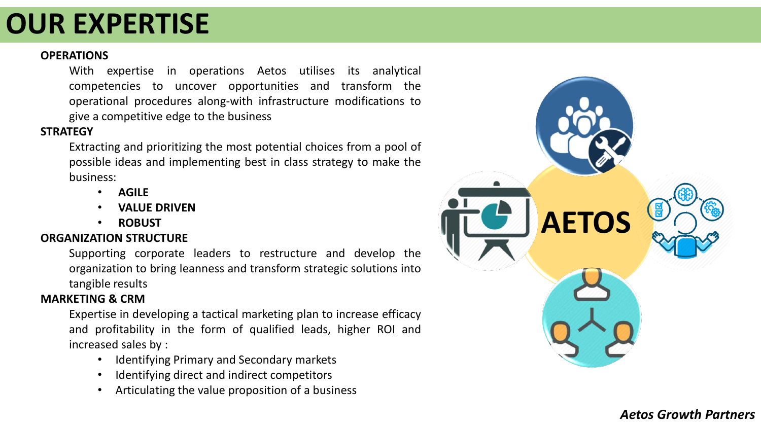# OUR EXPERTISE

**OPERATIONS**

With expertise in operations Aetos utilises its analytical competencies to uncover opportunities and transform the operational procedures along-with infrastructure modifications to give a competitive edge to the business

**STRATEGY**

Extracting and prioritizing the most potential choices from a pool of possible ideas and implementing best in class strategy to make the business:

- **AGILE**
- **VALUE DRIVEN**
- **ROBUST**

**ORGANIZATION STRUCTURE**

Supporting corporate leaders to restructure and develop the organization to bring leanness and transform strategic solutions into tangible results

**MARKETING & CRM**

Expertise in developing a tactical marketing plan to increase efficacy and profitability in the form of qualified leads, higher ROI and increased sales by :

- Identifying Primary and Secondary markets
- Identifying direct and indirect competitors
- Articulating the value proposition of a business

AETOS

*Aetos Growth Partners*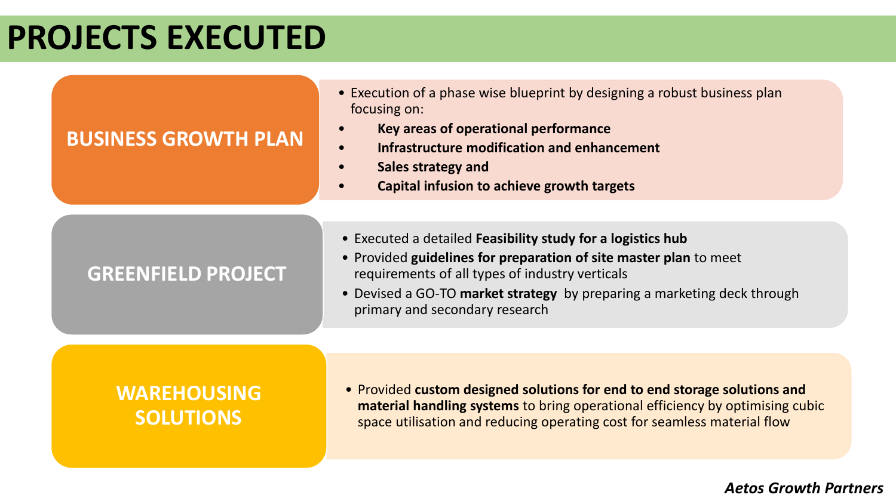# PROJECTS EXECUTED

## BUSINESS GROWTH PLAN

- Execution of a phase wise blueprint by designing a robust business plan focusing on:
- **Key areas of operational performance**
- **Infrastructure modification and enhancement**
- **Sales strategy and**
- **Capital infusion to achieve growth targets**

## GREENFIELD PROJECT

- Executed a detailed **Feasibility study for a logistics hub**
- Provided **guidelines for preparation of site master plan** to meet requirements of all types of industry verticals
- Devised a GO-TO **market strategy** by preparing a marketing deck through primary and secondary research

## WAREHOUSING SOLUTIONS

- Provided **custom designed solutions for end to end storage solutions and material handling systems** to bring operational efficiency by optimising cubic space utilisation and reducing operating cost for seamless material flow

***Aetos Growth Partners***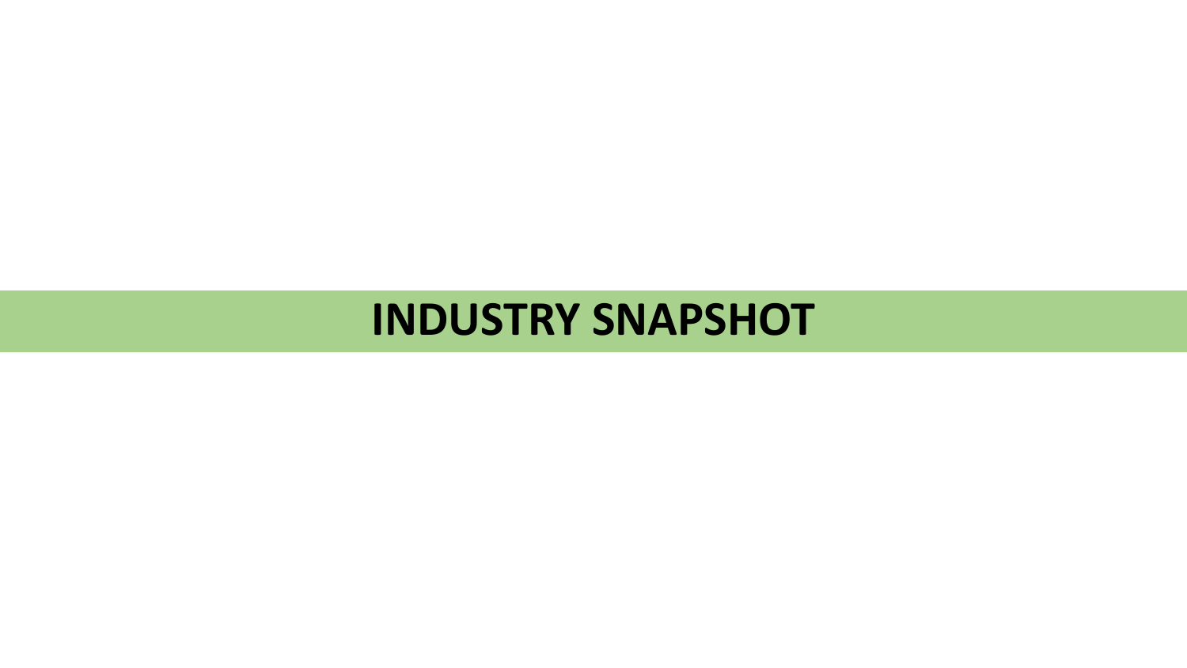# INDUSTRY SNAPSHOT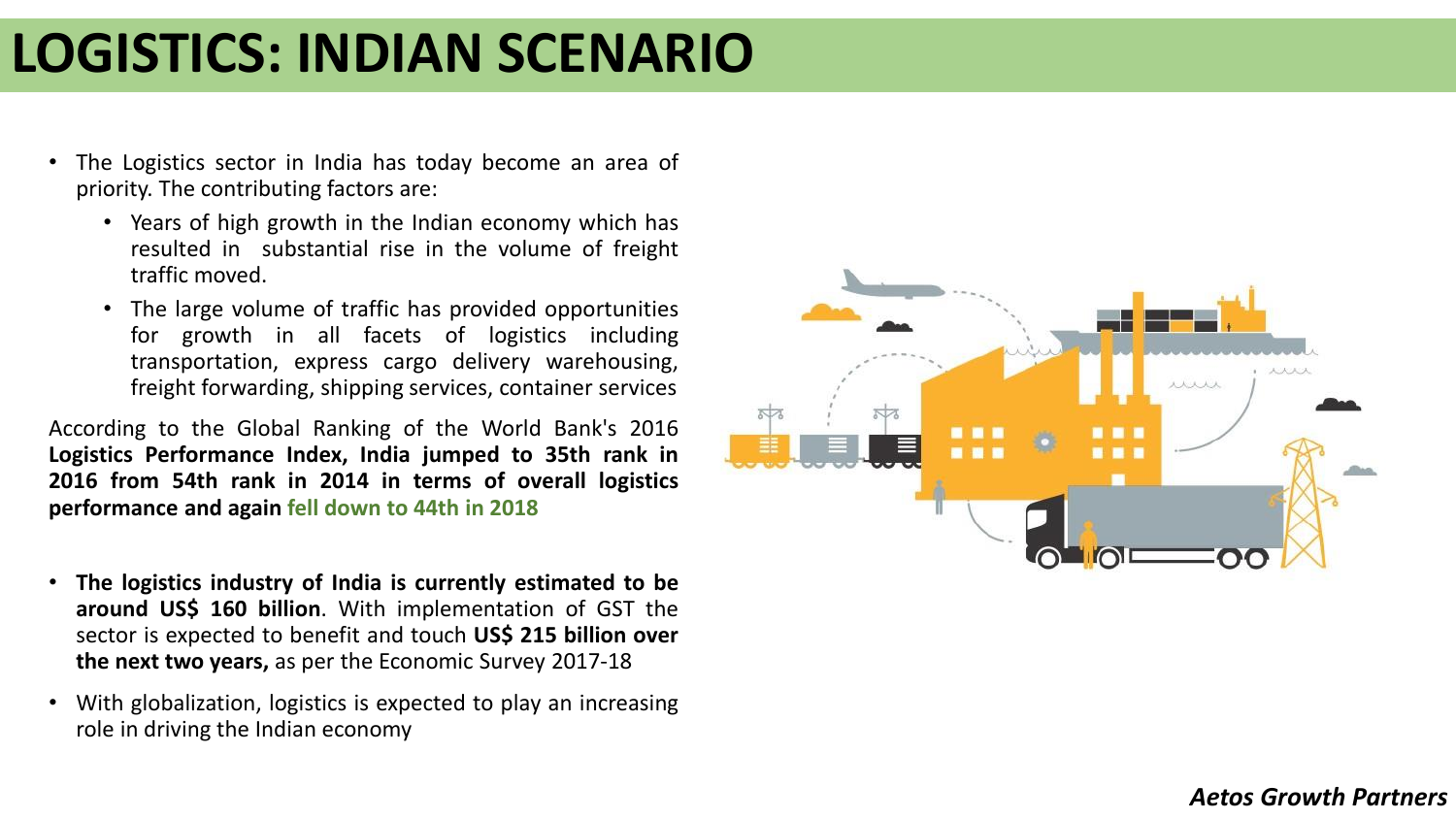# LOGISTICS: INDIAN SCENARIO

- The Logistics sector in India has today become an area of priority. The contributing factors are:
  - Years of high growth in the Indian economy which has resulted in substantial rise in the volume of freight traffic moved.
  - The large volume of traffic has provided opportunities for growth in all facets of logistics including transportation, express cargo delivery warehousing, freight forwarding, shipping services, container services

According to the Global Ranking of the World Bank's 2016 **Logistics Performance Index, India jumped to 35th rank in 2016 from 54th rank in 2014 in terms of overall logistics performance and again fell down to 44th in 2018**

- **The logistics industry of India is currently estimated to be around US$ 160 billion**. With implementation of GST the sector is expected to benefit and touch **US$ 215 billion over the next two years,** as per the Economic Survey 2017-18
- With globalization, logistics is expected to play an increasing role in driving the Indian economy

*Aetos Growth Partners*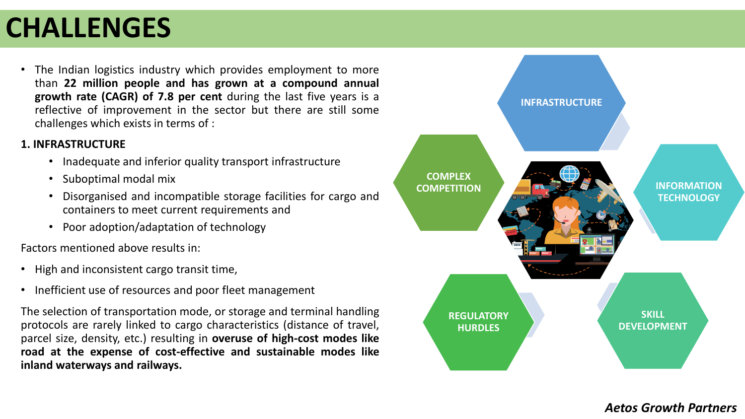# CHALLENGES

- The Indian logistics industry which provides employment to more than **22 million people and has grown at a compound annual growth rate (CAGR) of 7.8 per cent** during the last five years is a reflective of improvement in the sector but there are still some challenges which exists in terms of :

**1. INFRASTRUCTURE**

- Inadequate and inferior quality transport infrastructure
- Suboptimal modal mix
- Disorganised and incompatible storage facilities for cargo and containers to meet current requirements and
- Poor adoption/adaptation of technology

Factors mentioned above results in:

- High and inconsistent cargo transit time,
- Inefficient use of resources and poor fleet management

The selection of transportation mode, or storage and terminal handling protocols are rarely linked to cargo characteristics (distance of travel, parcel size, density, etc.) resulting in **overuse of high-cost modes like road at the expense of cost-effective and sustainable modes like inland waterways and railways.**

INFRASTRUCTURE

COMPLEX COMPETITION

INFORMATION TECHNOLOGY

REGULATORY HURDLES

SKILL DEVELOPMENT

***Aetos Growth Partners***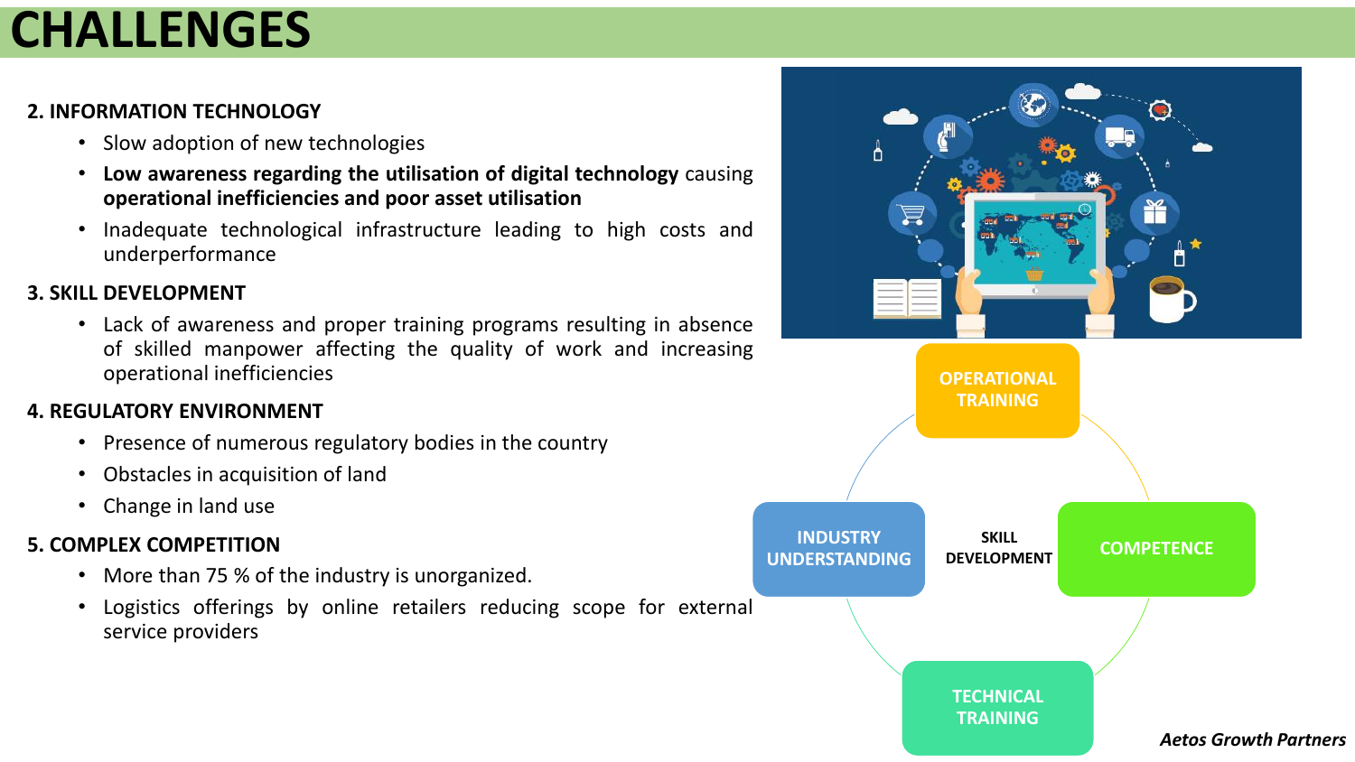# CHALLENGES

**2. INFORMATION TECHNOLOGY**

- Slow adoption of new technologies
- **Low awareness regarding the utilisation of digital technology** causing **operational inefficiencies and poor asset utilisation**
- Inadequate technological infrastructure leading to high costs and underperformance

**3. SKILL DEVELOPMENT**

- Lack of awareness and proper training programs resulting in absence of skilled manpower affecting the quality of work and increasing operational inefficiencies

**4. REGULATORY ENVIRONMENT**

- Presence of numerous regulatory bodies in the country
- Obstacles in acquisition of land
- Change in land use

**5. COMPLEX COMPETITION**

- More than 75 % of the industry is unorganized.
- Logistics offerings by online retailers reducing scope for external service providers

**SKILL DEVELOPMENT**

- OPERATIONAL TRAINING
- COMPETENCE
- TECHNICAL TRAINING
- INDUSTRY UNDERSTANDING

*Aetos Growth Partners*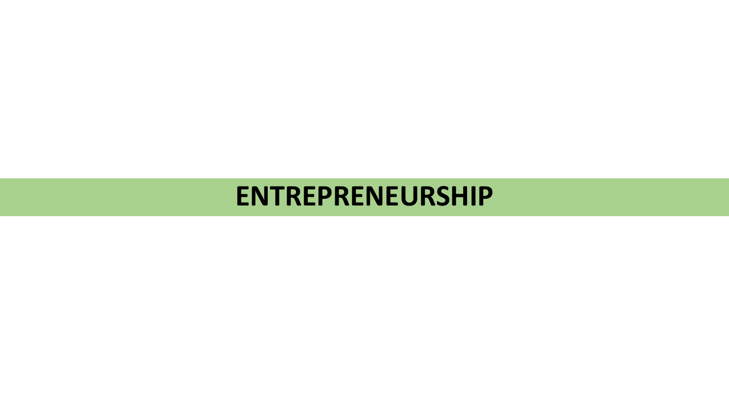# ENTREPRENEURSHIP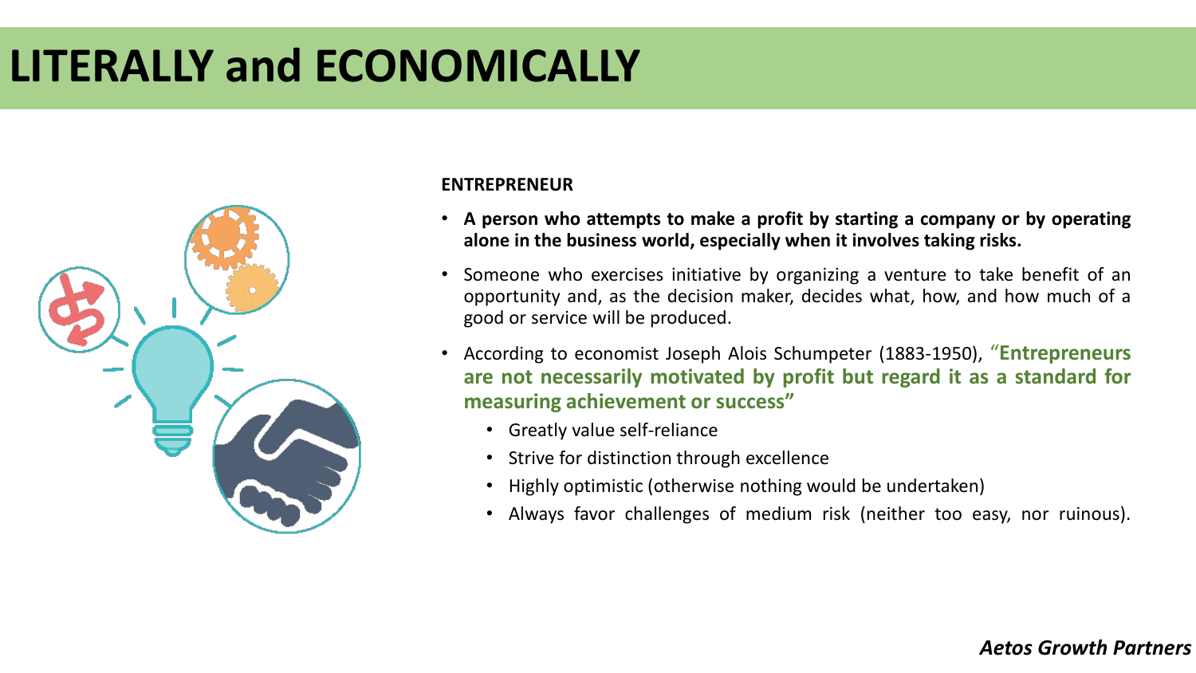# LITERALLY and ECONOMICALLY

**ENTREPRENEUR**

- **A person who attempts to make a profit by starting a company or by operating alone in the business world, especially when it involves taking risks.**
- Someone who exercises initiative by organizing a venture to take benefit of an opportunity and, as the decision maker, decides what, how, and how much of a good or service will be produced.
- According to economist Joseph Alois Schumpeter (1883-1950), **"Entrepreneurs are not necessarily motivated by profit but regard it as a standard for measuring achievement or success"**
  - Greatly value self-reliance
  - Strive for distinction through excellence
  - Highly optimistic (otherwise nothing would be undertaken)
  - Always favor challenges of medium risk (neither too easy, nor ruinous).

*Aetos Growth Partners*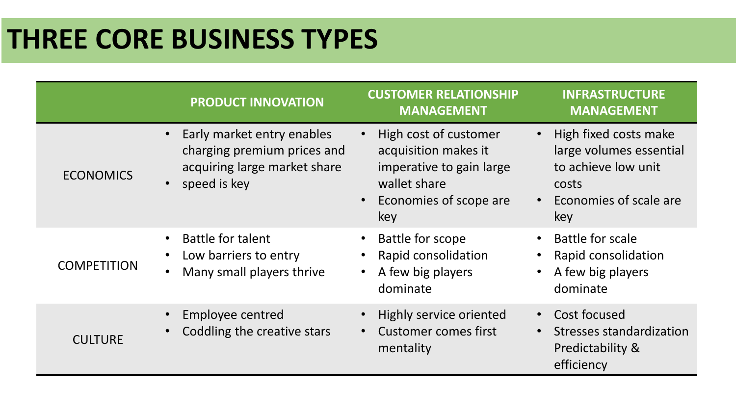# THREE CORE BUSINESS TYPES

| | PRODUCT INNOVATION | CUSTOMER RELATIONSHIP MANAGEMENT | INFRASTRUCTURE MANAGEMENT |
|---|---|---|---|
| ECONOMICS | • Early market entry enables charging premium prices and acquiring large market share<br>• speed is key | • High cost of customer acquisition makes it imperative to gain large wallet share<br>• Economies of scope are key | • High fixed costs make large volumes essential to achieve low unit costs<br>• Economies of scale are key |
| COMPETITION | • Battle for talent<br>• Low barriers to entry<br>• Many small players thrive | • Battle for scope<br>• Rapid consolidation<br>• A few big players dominate | • Battle for scale<br>• Rapid consolidation<br>• A few big players dominate |
| CULTURE | • Employee centred<br>• Coddling the creative stars | • Highly service oriented<br>• Customer comes first mentality | • Cost focused<br>• Stresses standardization Predictability & efficiency |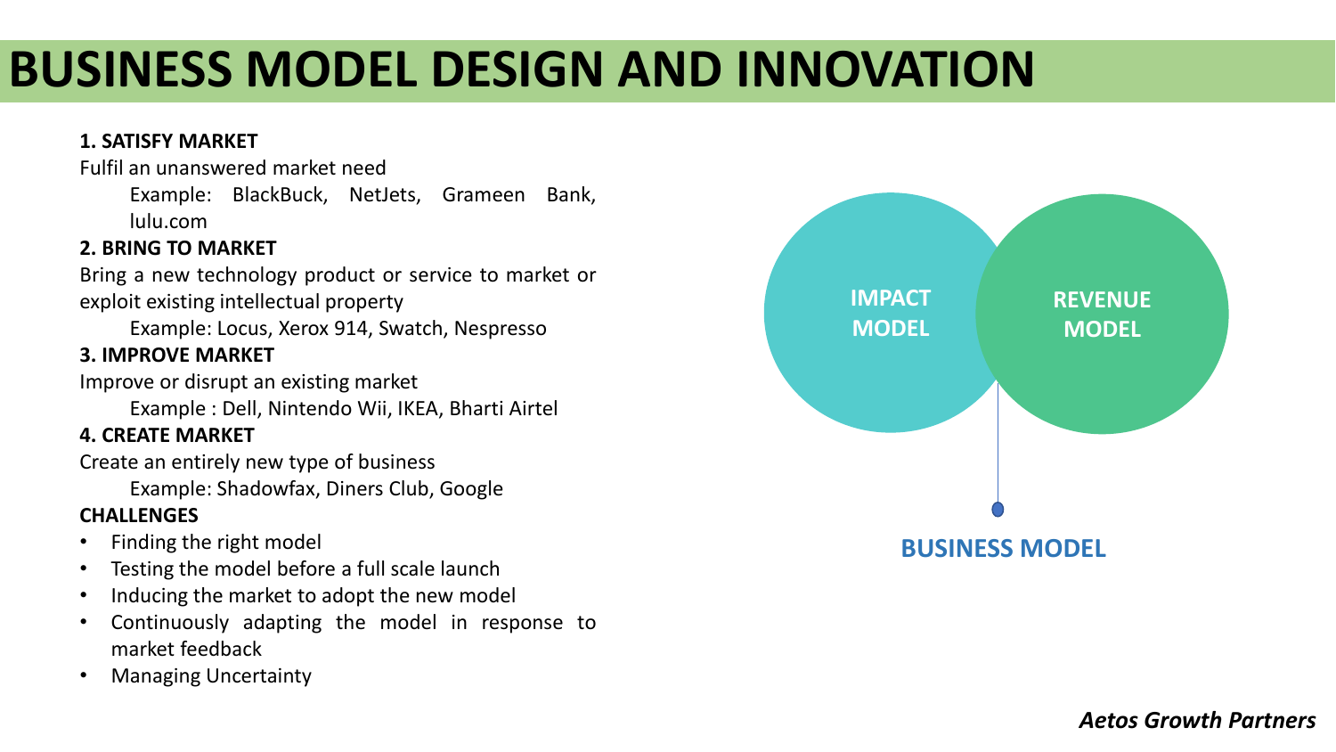# BUSINESS MODEL DESIGN AND INNOVATION

**1. SATISFY MARKET**

Fulfil an unanswered market need

Example: BlackBuck, NetJets, Grameen Bank, lulu.com

**2. BRING TO MARKET**

Bring a new technology product or service to market or exploit existing intellectual property

Example: Locus, Xerox 914, Swatch, Nespresso

**3. IMPROVE MARKET**

Improve or disrupt an existing market

Example : Dell, Nintendo Wii, IKEA, Bharti Airtel

**4. CREATE MARKET**

Create an entirely new type of business

Example: Shadowfax, Diners Club, Google

**CHALLENGES**

- Finding the right model
- Testing the model before a full scale launch
- Inducing the market to adopt the new model
- Continuously adapting the model in response to market feedback
- Managing Uncertainty

**IMPACT MODEL**

**REVENUE MODEL**

**BUSINESS MODEL**

*Aetos Growth Partners*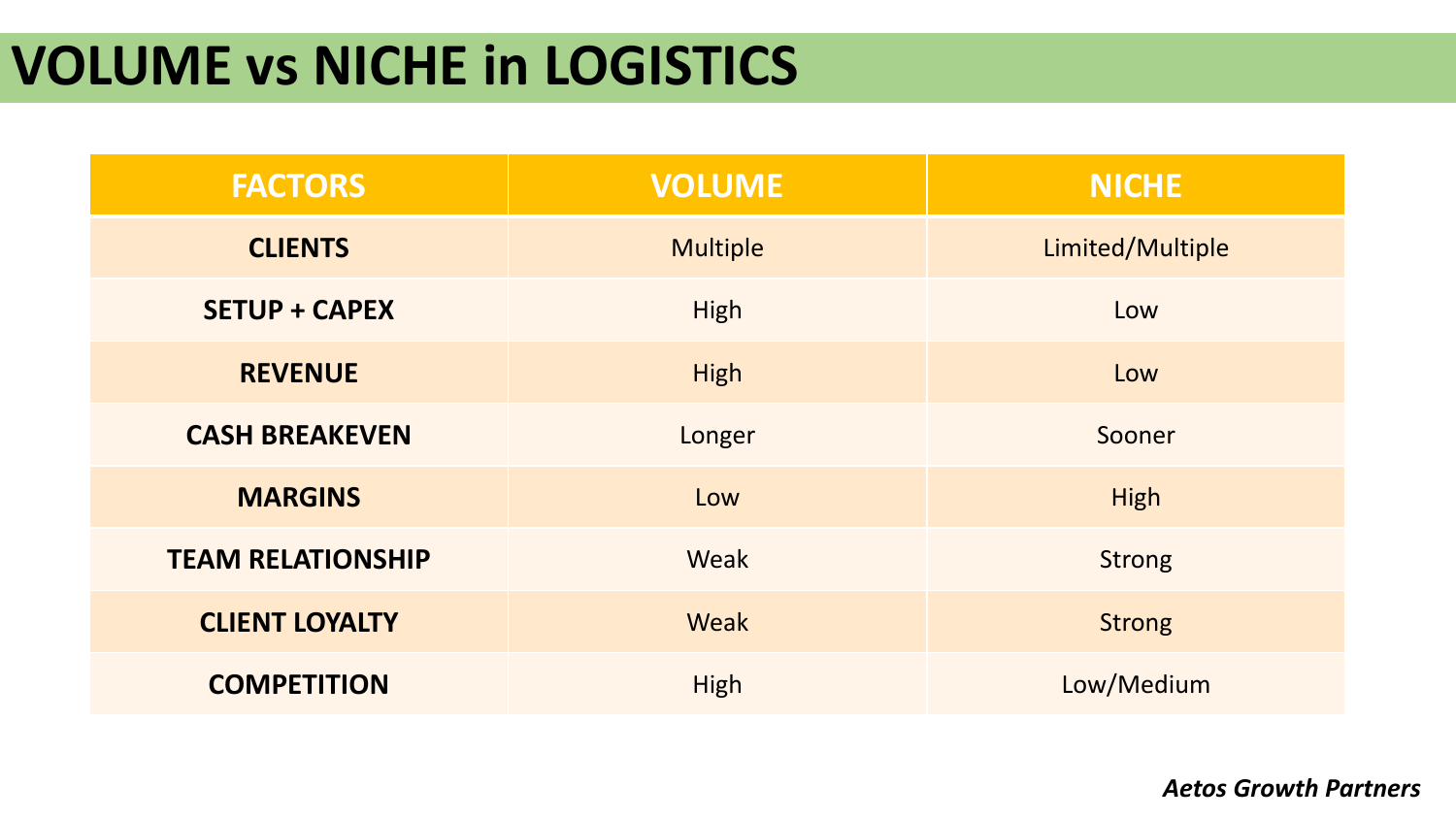# VOLUME vs NICHE in LOGISTICS

| FACTORS | VOLUME | NICHE |
|---|---|---|
| **CLIENTS** | Multiple | Limited/Multiple |
| **SETUP + CAPEX** | High | Low |
| **REVENUE** | High | Low |
| **CASH BREAKEVEN** | Longer | Sooner |
| **MARGINS** | Low | High |
| **TEAM RELATIONSHIP** | Weak | Strong |
| **CLIENT LOYALTY** | Weak | Strong |
| **COMPETITION** | High | Low/Medium |

***Aetos Growth Partners***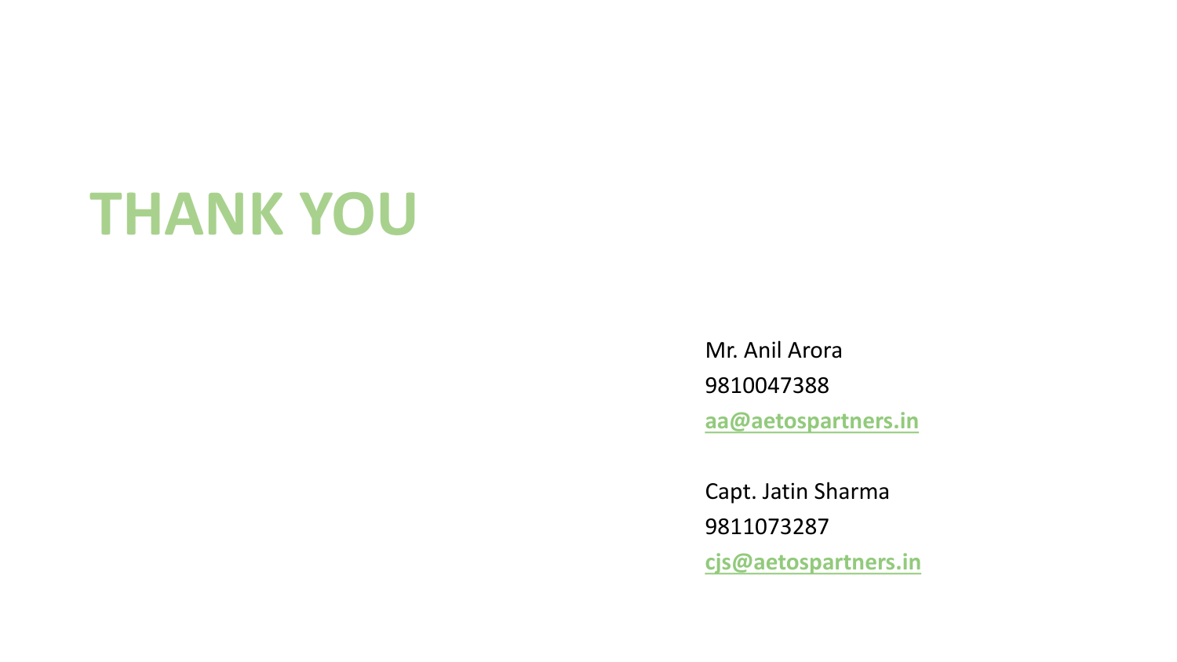# THANK YOU

Mr. Anil Arora

9810047388

aa@aetospartners.in

Capt. Jatin Sharma

9811073287

cjs@aetospartners.in